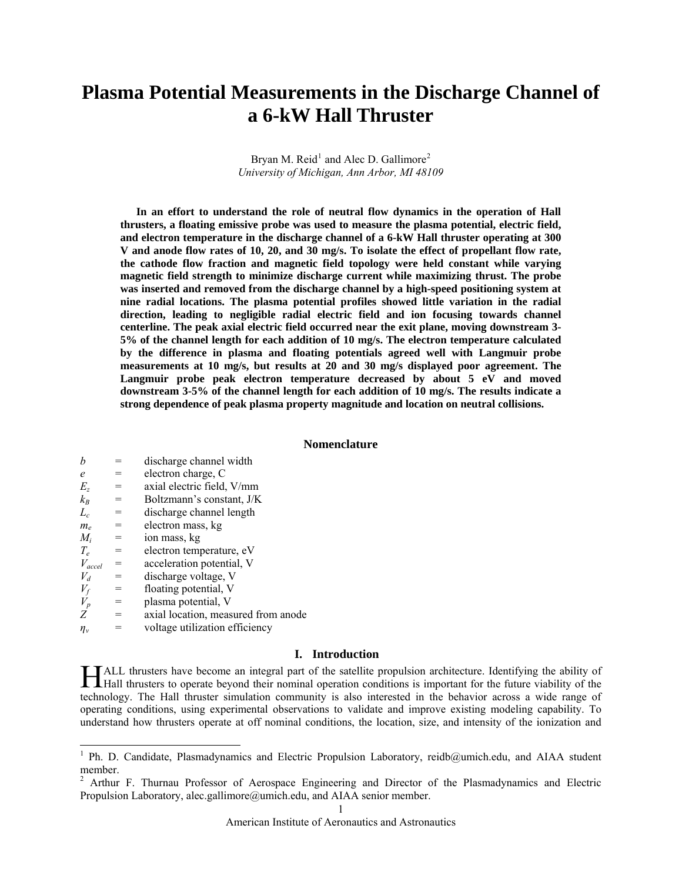# Plasma Potential Measurements in the Discharge Channel of a 6-kW Hall Thruster

Bryan M. Reid[1] and Alec D. Gallimore[2]
*University of Michigan, Ann Arbor, MI 48109*

**In an effort to understand the role of neutral flow dynamics in the operation of Hall thrusters, a floating emissive probe was used to measure the plasma potential, electric field, and electron temperature in the discharge channel of a 6-kW Hall thruster operating at 300 V and anode flow rates of 10, 20, and 30 mg/s. To isolate the effect of propellant flow rate, the cathode flow fraction and magnetic field topology were held constant while varying magnetic field strength to minimize discharge current while maximizing thrust. The probe was inserted and removed from the discharge channel by a high-speed positioning system at nine radial locations. The plasma potential profiles showed little variation in the radial direction, leading to negligible radial electric field and ion focusing towards channel centerline. The peak axial electric field occurred near the exit plane, moving downstream 3-5% of the channel length for each addition of 10 mg/s. The electron temperature calculated by the difference in plasma and floating potentials agreed well with Langmuir probe measurements at 10 mg/s, but results at 20 and 30 mg/s displayed poor agreement. The Langmuir probe peak electron temperature decreased by about 5 eV and moved downstream 3-5% of the channel length for each addition of 10 mg/s. The results indicate a strong dependence of peak plasma property magnitude and location on neutral collisions.**

## Nomenclature

| | | |
|---|---|---|
| $b$ | = | discharge channel width |
| $e$ | = | electron charge, C |
| $E_z$ | = | axial electric field, V/mm |
| $k_B$ | = | Boltzmann's constant, J/K |
| $L_c$ | = | discharge channel length |
| $m_e$ | = | electron mass, kg |
| $M_i$ | = | ion mass, kg |
| $T_e$ | = | electron temperature, eV |
| $V_{accel}$ | = | acceleration potential, V |
| $V_d$ | = | discharge voltage, V |
| $V_f$ | = | floating potential, V |
| $V_p$ | = | plasma potential, V |
| $Z$ | = | axial location, measured from anode |
| $\eta_v$ | = | voltage utilization efficiency |

## I. Introduction

HALL thrusters have become an integral part of the satellite propulsion architecture. Identifying the ability of Hall thrusters to operate beyond their nominal operation conditions is important for the future viability of the technology. The Hall thruster simulation community is also interested in the behavior across a wide range of operating conditions, using experimental observations to validate and improve existing modeling capability. To understand how thrusters operate at off nominal conditions, the location, size, and intensity of the ionization and

---

[1] Ph. D. Candidate, Plasmadynamics and Electric Propulsion Laboratory, reidb@umich.edu, and AIAA student member.

[2] Arthur F. Thurnau Professor of Aerospace Engineering and Director of the Plasmadynamics and Electric Propulsion Laboratory, alec.gallimore@umich.edu, and AIAA senior member.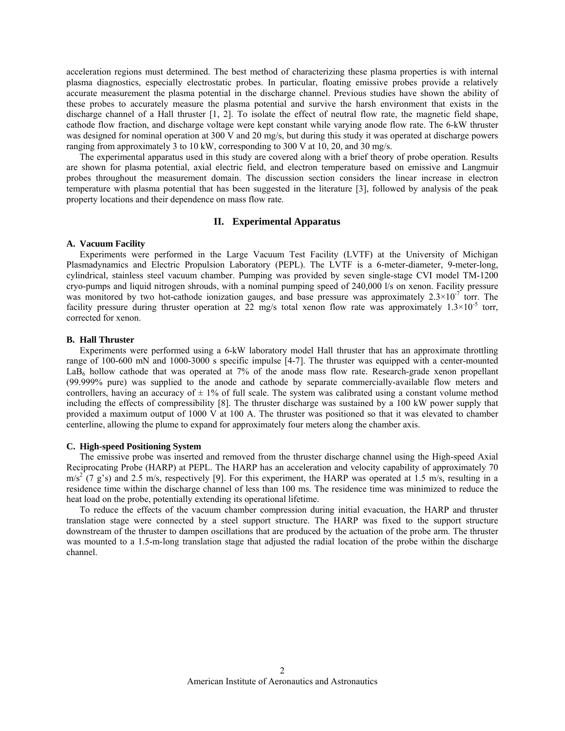acceleration regions must determined. The best method of characterizing these plasma properties is with internal plasma diagnostics, especially electrostatic probes. In particular, floating emissive probes provide a relatively accurate measurement the plasma potential in the discharge channel. Previous studies have shown the ability of these probes to accurately measure the plasma potential and survive the harsh environment that exists in the discharge channel of a Hall thruster [1, 2]. To isolate the effect of neutral flow rate, the magnetic field shape, cathode flow fraction, and discharge voltage were kept constant while varying anode flow rate. The 6-kW thruster was designed for nominal operation at 300 V and 20 mg/s, but during this study it was operated at discharge powers ranging from approximately 3 to 10 kW, corresponding to 300 V at 10, 20, and 30 mg/s.

The experimental apparatus used in this study are covered along with a brief theory of probe operation. Results are shown for plasma potential, axial electric field, and electron temperature based on emissive and Langmuir probes throughout the measurement domain. The discussion section considers the linear increase in electron temperature with plasma potential that has been suggested in the literature [3], followed by analysis of the peak property locations and their dependence on mass flow rate.

## II. Experimental Apparatus

### A. Vacuum Facility

Experiments were performed in the Large Vacuum Test Facility (LVTF) at the University of Michigan Plasmadynamics and Electric Propulsion Laboratory (PEPL). The LVTF is a 6-meter-diameter, 9-meter-long, cylindrical, stainless steel vacuum chamber. Pumping was provided by seven single-stage CVI model TM-1200 cryo-pumps and liquid nitrogen shrouds, with a nominal pumping speed of 240,000 l/s on xenon. Facility pressure was monitored by two hot-cathode ionization gauges, and base pressure was approximately $2.3\times10^{-7}$ torr. The facility pressure during thruster operation at 22 mg/s total xenon flow rate was approximately $1.3\times10^{-5}$ torr, corrected for xenon.

### B. Hall Thruster

Experiments were performed using a 6-kW laboratory model Hall thruster that has an approximate throttling range of 100-600 mN and 1000-3000 s specific impulse [4-7]. The thruster was equipped with a center-mounted $LaB_6$ hollow cathode that was operated at 7% of the anode mass flow rate. Research-grade xenon propellant (99.999% pure) was supplied to the anode and cathode by separate commercially-available flow meters and controllers, having an accuracy of ± 1% of full scale. The system was calibrated using a constant volume method including the effects of compressibility [8]. The thruster discharge was sustained by a 100 kW power supply that provided a maximum output of 1000 V at 100 A. The thruster was positioned so that it was elevated to chamber centerline, allowing the plume to expand for approximately four meters along the chamber axis.

### C. High-speed Positioning System

The emissive probe was inserted and removed from the thruster discharge channel using the High-speed Axial Reciprocating Probe (HARP) at PEPL. The HARP has an acceleration and velocity capability of approximately 70 $m/s^2$ (7 g's) and 2.5 m/s, respectively [9]. For this experiment, the HARP was operated at 1.5 m/s, resulting in a residence time within the discharge channel of less than 100 ms. The residence time was minimized to reduce the heat load on the probe, potentially extending its operational lifetime.

To reduce the effects of the vacuum chamber compression during initial evacuation, the HARP and thruster translation stage were connected by a steel support structure. The HARP was fixed to the support structure downstream of the thruster to dampen oscillations that are produced by the actuation of the probe arm. The thruster was mounted to a 1.5-m-long translation stage that adjusted the radial location of the probe within the discharge channel.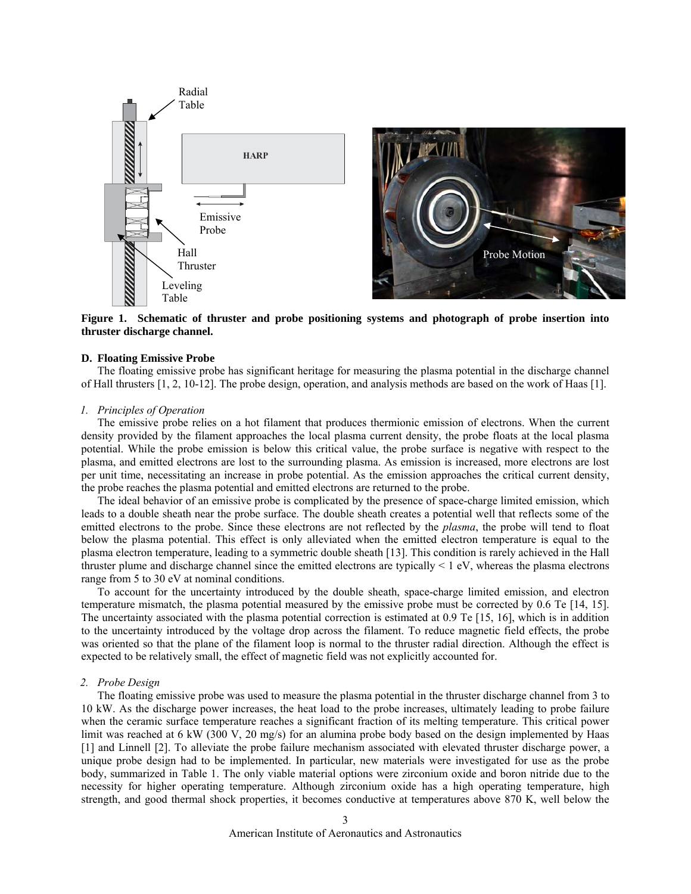**Figure 1. Schematic of thruster and probe positioning systems and photograph of probe insertion into thruster discharge channel.**

### D. Floating Emissive Probe

The floating emissive probe has significant heritage for measuring the plasma potential in the discharge channel of Hall thrusters [1, 2, 10-12]. The probe design, operation, and analysis methods are based on the work of Haas [1].

#### *1. Principles of Operation*

The emissive probe relies on a hot filament that produces thermionic emission of electrons. When the current density provided by the filament approaches the local plasma current density, the probe floats at the local plasma potential. While the probe emission is below this critical value, the probe surface is negative with respect to the plasma, and emitted electrons are lost to the surrounding plasma. As emission is increased, more electrons are lost per unit time, necessitating an increase in probe potential. As the emission approaches the critical current density, the probe reaches the plasma potential and emitted electrons are returned to the probe.

The ideal behavior of an emissive probe is complicated by the presence of space-charge limited emission, which leads to a double sheath near the probe surface. The double sheath creates a potential well that reflects some of the emitted electrons to the probe. Since these electrons are not reflected by the *plasma*, the probe will tend to float below the plasma potential. This effect is only alleviated when the emitted electron temperature is equal to the plasma electron temperature, leading to a symmetric double sheath [13]. This condition is rarely achieved in the Hall thruster plume and discharge channel since the emitted electrons are typically < 1 eV, whereas the plasma electrons range from 5 to 30 eV at nominal conditions.

To account for the uncertainty introduced by the double sheath, space-charge limited emission, and electron temperature mismatch, the plasma potential measured by the emissive probe must be corrected by 0.6 Te [14, 15]. The uncertainty associated with the plasma potential correction is estimated at 0.9 Te [15, 16], which is in addition to the uncertainty introduced by the voltage drop across the filament. To reduce magnetic field effects, the probe was oriented so that the plane of the filament loop is normal to the thruster radial direction. Although the effect is expected to be relatively small, the effect of magnetic field was not explicitly accounted for.

#### *2. Probe Design*

The floating emissive probe was used to measure the plasma potential in the thruster discharge channel from 3 to 10 kW. As the discharge power increases, the heat load to the probe increases, ultimately leading to probe failure when the ceramic surface temperature reaches a significant fraction of its melting temperature. This critical power limit was reached at 6 kW (300 V, 20 mg/s) for an alumina probe body based on the design implemented by Haas [1] and Linnell [2]. To alleviate the probe failure mechanism associated with elevated thruster discharge power, a unique probe design had to be implemented. In particular, new materials were investigated for use as the probe body, summarized in Table 1. The only viable material options were zirconium oxide and boron nitride due to the necessity for higher operating temperature. Although zirconium oxide has a high operating temperature, high strength, and good thermal shock properties, it becomes conductive at temperatures above 870 K, well below the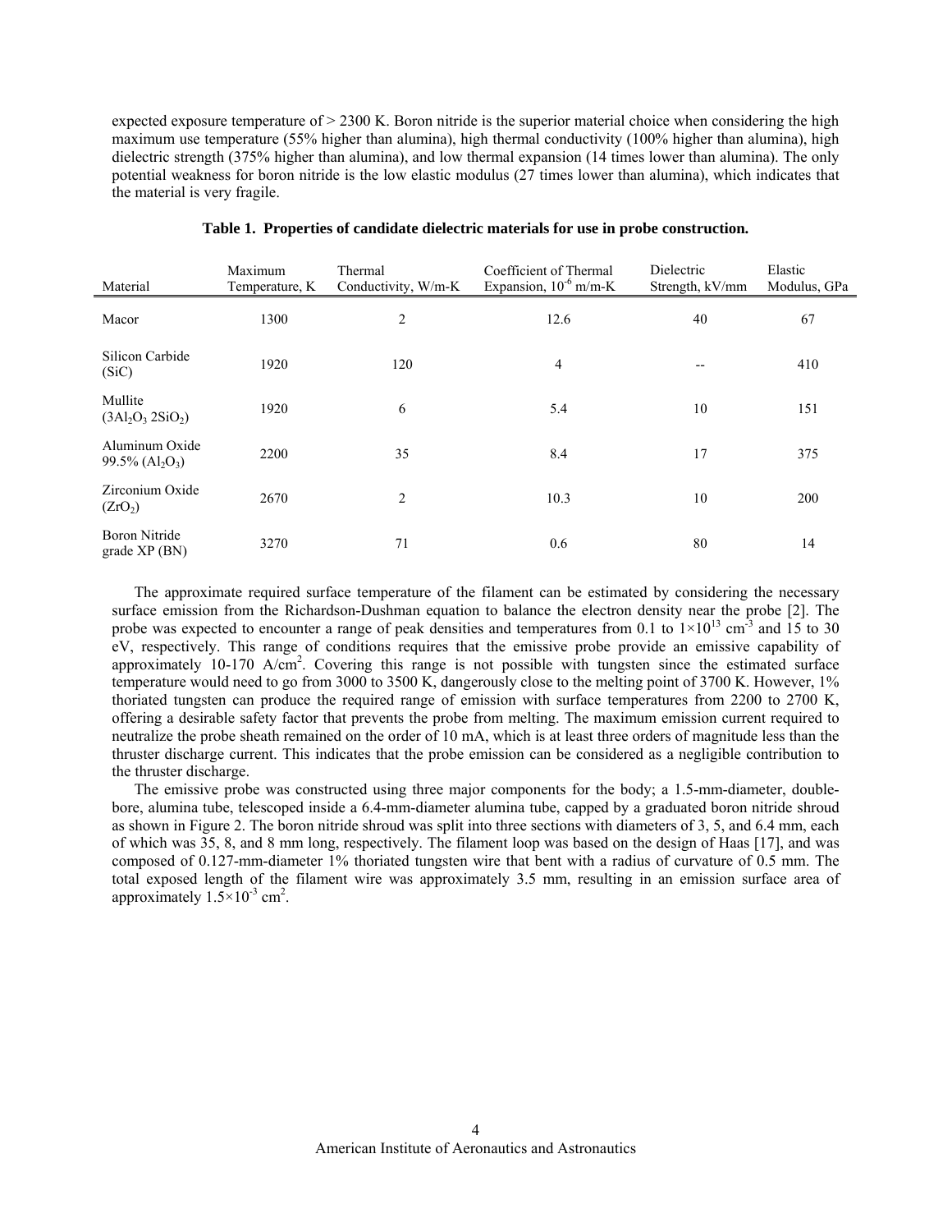expected exposure temperature of > 2300 K. Boron nitride is the superior material choice when considering the high maximum use temperature (55% higher than alumina), high thermal conductivity (100% higher than alumina), high dielectric strength (375% higher than alumina), and low thermal expansion (14 times lower than alumina). The only potential weakness for boron nitride is the low elastic modulus (27 times lower than alumina), which indicates that the material is very fragile.

**Table 1. Properties of candidate dielectric materials for use in probe construction.**

| Material | Maximum Temperature, K | Thermal Conductivity, W/m-K | Coefficient of Thermal Expansion, $10^{-6}$ m/m-K | Dielectric Strength, kV/mm | Elastic Modulus, GPa |
|---|---|---|---|---|---|
| Macor | 1300 | 2 | 12.6 | 40 | 67 |
| Silicon Carbide (SiC) | 1920 | 120 | 4 | -- | 410 |
| Mullite ($3Al_2O_3$ $2SiO_2$) | 1920 | 6 | 5.4 | 10 | 151 |
| Aluminum Oxide 99.5% ($Al_2O_3$) | 2200 | 35 | 8.4 | 17 | 375 |
| Zirconium Oxide ($ZrO_2$) | 2670 | 2 | 10.3 | 10 | 200 |
| Boron Nitride grade XP (BN) | 3270 | 71 | 0.6 | 80 | 14 |

The approximate required surface temperature of the filament can be estimated by considering the necessary surface emission from the Richardson-Dushman equation to balance the electron density near the probe [2]. The probe was expected to encounter a range of peak densities and temperatures from 0.1 to $1\times10^{13}$ cm$^{-3}$ and 15 to 30 eV, respectively. This range of conditions requires that the emissive probe provide an emissive capability of approximately 10-170 A/cm$^2$. Covering this range is not possible with tungsten since the estimated surface temperature would need to go from 3000 to 3500 K, dangerously close to the melting point of 3700 K. However, 1% thoriated tungsten can produce the required range of emission with surface temperatures from 2200 to 2700 K, offering a desirable safety factor that prevents the probe from melting. The maximum emission current required to neutralize the probe sheath remained on the order of 10 mA, which is at least three orders of magnitude less than the thruster discharge current. This indicates that the probe emission can be considered as a negligible contribution to the thruster discharge.

The emissive probe was constructed using three major components for the body; a 1.5-mm-diameter, double-bore, alumina tube, telescoped inside a 6.4-mm-diameter alumina tube, capped by a graduated boron nitride shroud as shown in Figure 2. The boron nitride shroud was split into three sections with diameters of 3, 5, and 6.4 mm, each of which was 35, 8, and 8 mm long, respectively. The filament loop was based on the design of Haas [17], and was composed of 0.127-mm-diameter 1% thoriated tungsten wire that bent with a radius of curvature of 0.5 mm. The total exposed length of the filament wire was approximately 3.5 mm, resulting in an emission surface area of approximately $1.5\times10^{-3}$ cm$^2$.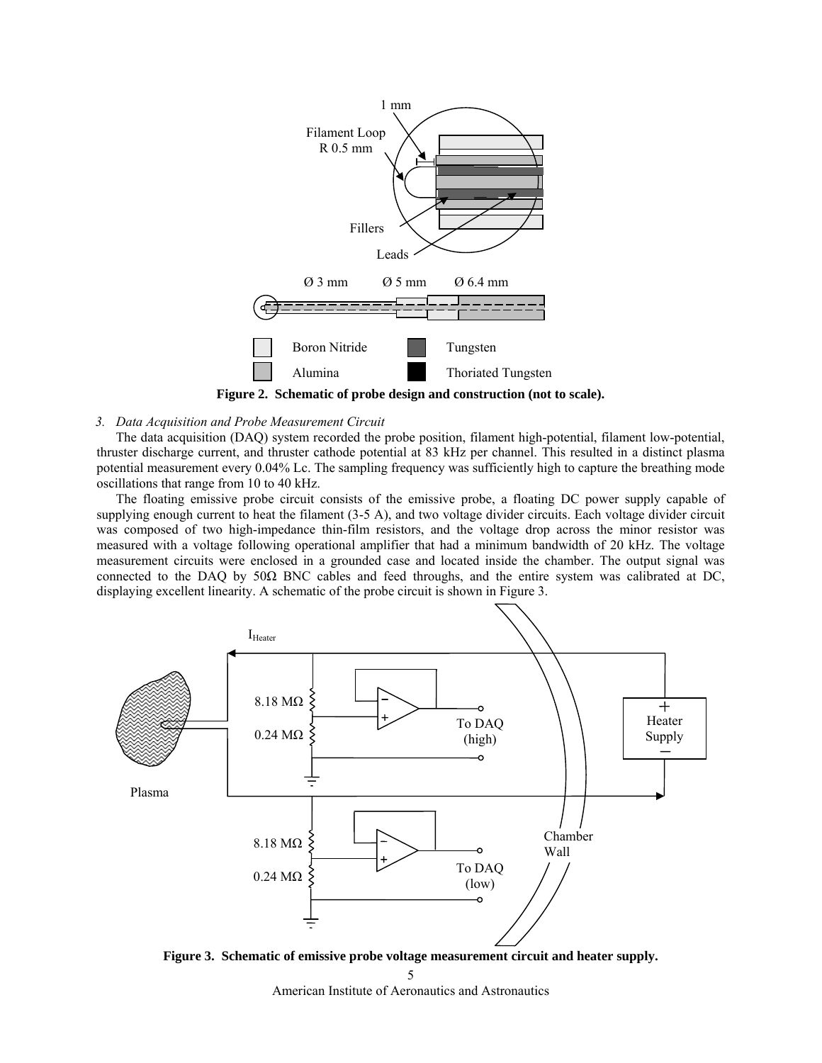Figure 2.  Schematic of probe design and construction (not to scale).

*3.  Data Acquisition and Probe Measurement Circuit*

The data acquisition (DAQ) system recorded the probe position, filament high-potential, filament low-potential, thruster discharge current, and thruster cathode potential at 83 kHz per channel. This resulted in a distinct plasma potential measurement every 0.04% Lc. The sampling frequency was sufficiently high to capture the breathing mode oscillations that range from 10 to 40 kHz.

The floating emissive probe circuit consists of the emissive probe, a floating DC power supply capable of supplying enough current to heat the filament (3-5 A), and two voltage divider circuits. Each voltage divider circuit was composed of two high-impedance thin-film resistors, and the voltage drop across the minor resistor was measured with a voltage following operational amplifier that had a minimum bandwidth of 20 kHz. The voltage measurement circuits were enclosed in a grounded case and located inside the chamber. The output signal was connected to the DAQ by 50Ω BNC cables and feed throughs, and the entire system was calibrated at DC, displaying excellent linearity. A schematic of the probe circuit is shown in Figure 3.

Figure 3.  Schematic of emissive probe voltage measurement circuit and heater supply.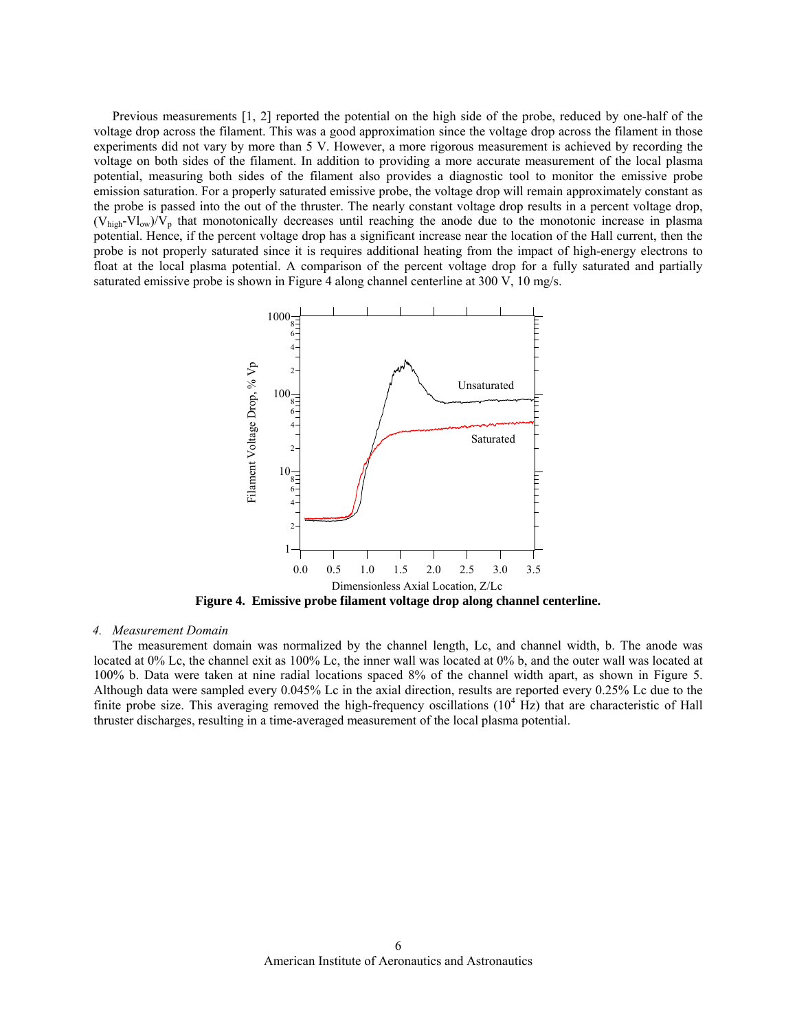Previous measurements [1, 2] reported the potential on the high side of the probe, reduced by one-half of the voltage drop across the filament. This was a good approximation since the voltage drop across the filament in those experiments did not vary by more than 5 V. However, a more rigorous measurement is achieved by recording the voltage on both sides of the filament. In addition to providing a more accurate measurement of the local plasma potential, measuring both sides of the filament also provides a diagnostic tool to monitor the emissive probe emission saturation. For a properly saturated emissive probe, the voltage drop will remain approximately constant as the probe is passed into the out of the thruster. The nearly constant voltage drop results in a percent voltage drop, $(V_{high}-Vl_{ow})/V_p$ that monotonically decreases until reaching the anode due to the monotonic increase in plasma potential. Hence, if the percent voltage drop has a significant increase near the location of the Hall current, then the probe is not properly saturated since it is requires additional heating from the impact of high-energy electrons to float at the local plasma potential. A comparison of the percent voltage drop for a fully saturated and partially saturated emissive probe is shown in Figure 4 along channel centerline at 300 V, 10 mg/s.

**Figure 4. Emissive probe filament voltage drop along channel centerline.**

#### 4. *Measurement Domain*

The measurement domain was normalized by the channel length, Lc, and channel width, b. The anode was located at 0% Lc, the channel exit as 100% Lc, the inner wall was located at 0% b, and the outer wall was located at 100% b. Data were taken at nine radial locations spaced 8% of the channel width apart, as shown in Figure 5. Although data were sampled every 0.045% Lc in the axial direction, results are reported every 0.25% Lc due to the finite probe size. This averaging removed the high-frequency oscillations ($10^4$ Hz) that are characteristic of Hall thruster discharges, resulting in a time-averaged measurement of the local plasma potential.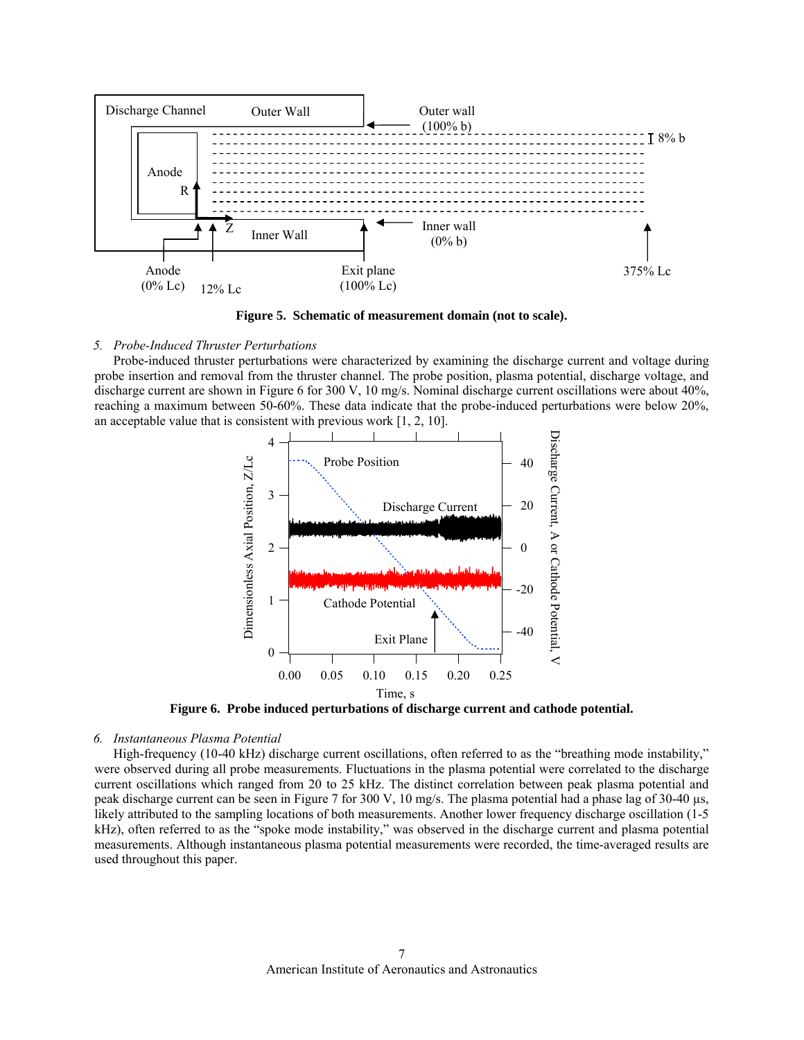**Figure 5. Schematic of measurement domain (not to scale).**

*5. Probe-Induced Thruster Perturbations*

Probe-induced thruster perturbations were characterized by examining the discharge current and voltage during probe insertion and removal from the thruster channel. The probe position, plasma potential, discharge voltage, and discharge current are shown in Figure 6 for 300 V, 10 mg/s. Nominal discharge current oscillations were about 40%, reaching a maximum between 50-60%. These data indicate that the probe-induced perturbations were below 20%, an acceptable value that is consistent with previous work [1, 2, 10].

**Figure 6. Probe induced perturbations of discharge current and cathode potential.**

*6. Instantaneous Plasma Potential*

High-frequency (10-40 kHz) discharge current oscillations, often referred to as the "breathing mode instability," were observed during all probe measurements. Fluctuations in the plasma potential were correlated to the discharge current oscillations which ranged from 20 to 25 kHz. The distinct correlation between peak plasma potential and peak discharge current can be seen in Figure 7 for 300 V, 10 mg/s. The plasma potential had a phase lag of 30-40 µs, likely attributed to the sampling locations of both measurements. Another lower frequency discharge oscillation (1-5 kHz), often referred to as the "spoke mode instability," was observed in the discharge current and plasma potential measurements. Although instantaneous plasma potential measurements were recorded, the time-averaged results are used throughout this paper.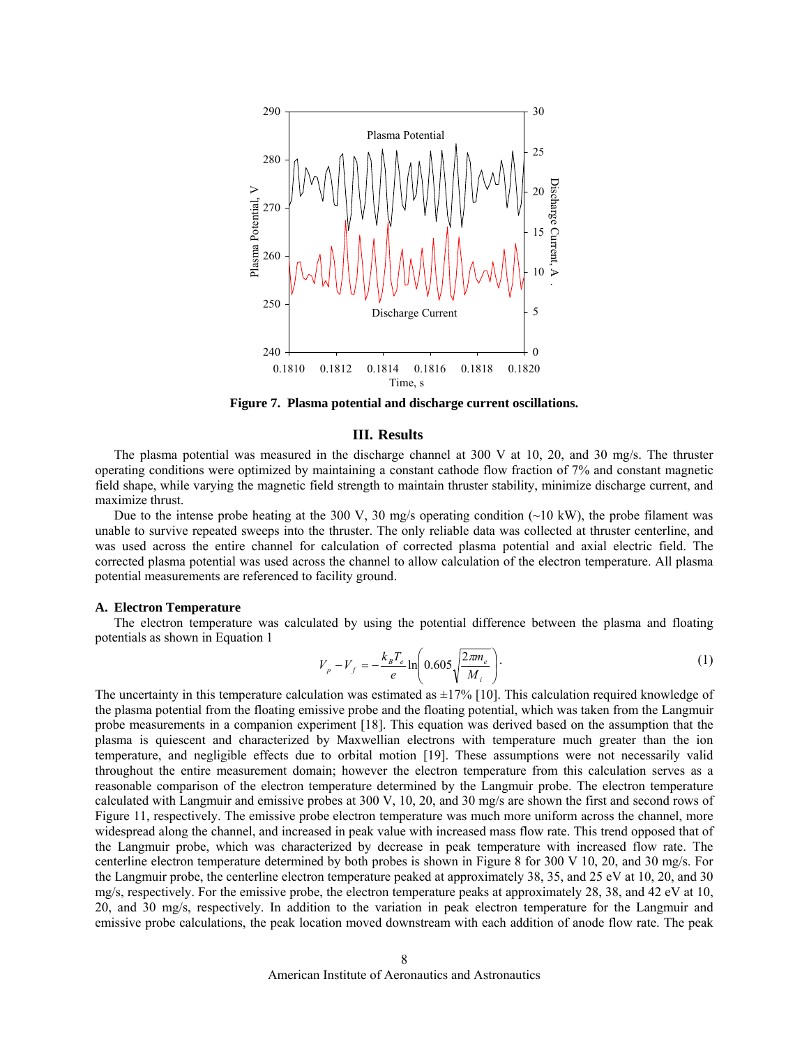**Figure 7. Plasma potential and discharge current oscillations.**

## III. Results

The plasma potential was measured in the discharge channel at 300 V at 10, 20, and 30 mg/s. The thruster operating conditions were optimized by maintaining a constant cathode flow fraction of 7% and constant magnetic field shape, while varying the magnetic field strength to maintain thruster stability, minimize discharge current, and maximize thrust.

Due to the intense probe heating at the 300 V, 30 mg/s operating condition (~10 kW), the probe filament was unable to survive repeated sweeps into the thruster. The only reliable data was collected at thruster centerline, and was used across the entire channel for calculation of corrected plasma potential and axial electric field. The corrected plasma potential was used across the channel to allow calculation of the electron temperature. All plasma potential measurements are referenced to facility ground.

### A. Electron Temperature

The electron temperature was calculated by using the potential difference between the plasma and floating potentials as shown in Equation 1

$$V_p - V_f = -\frac{k_B T_e}{e} \ln\left(0.605\sqrt{\frac{2\pi m_e}{M_i}}\right). \tag{1}$$

The uncertainty in this temperature calculation was estimated as ±17% [10]. This calculation required knowledge of the plasma potential from the floating emissive probe and the floating potential, which was taken from the Langmuir probe measurements in a companion experiment [18]. This equation was derived based on the assumption that the plasma is quiescent and characterized by Maxwellian electrons with temperature much greater than the ion temperature, and negligible effects due to orbital motion [19]. These assumptions were not necessarily valid throughout the entire measurement domain; however the electron temperature from this calculation serves as a reasonable comparison of the electron temperature determined by the Langmuir probe. The electron temperature calculated with Langmuir and emissive probes at 300 V, 10, 20, and 30 mg/s are shown the first and second rows of Figure 11, respectively. The emissive probe electron temperature was much more uniform across the channel, more widespread along the channel, and increased in peak value with increased mass flow rate. This trend opposed that of the Langmuir probe, which was characterized by decrease in peak temperature with increased flow rate. The centerline electron temperature determined by both probes is shown in Figure 8 for 300 V 10, 20, and 30 mg/s. For the Langmuir probe, the centerline electron temperature peaked at approximately 38, 35, and 25 eV at 10, 20, and 30 mg/s, respectively. For the emissive probe, the electron temperature peaks at approximately 28, 38, and 42 eV at 10, 20, and 30 mg/s, respectively. In addition to the variation in peak electron temperature for the Langmuir and emissive probe calculations, the peak location moved downstream with each addition of anode flow rate. The peak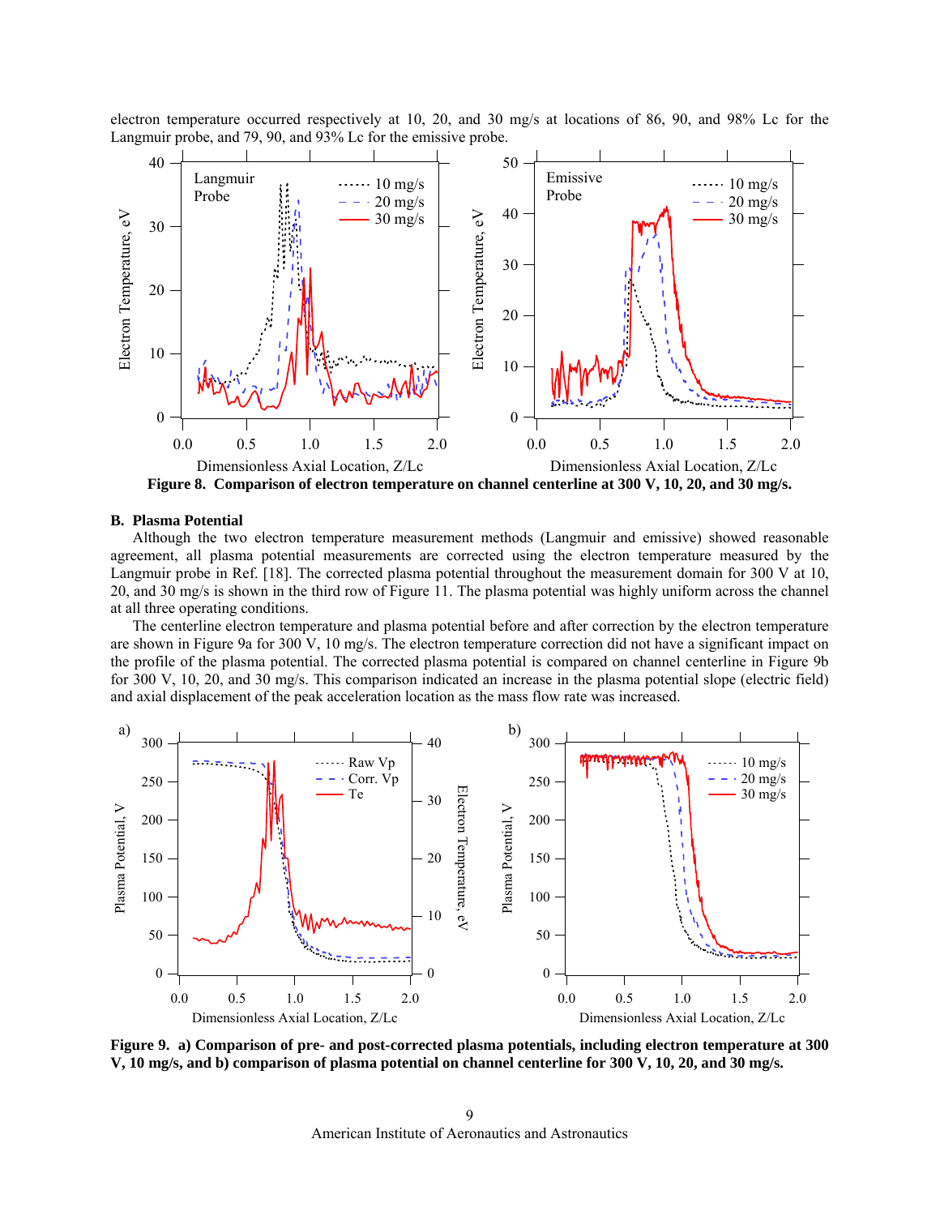electron temperature occurred respectively at 10, 20, and 30 mg/s at locations of 86, 90, and 98% Lc for the Langmuir probe, and 79, 90, and 93% Lc for the emissive probe.

**Figure 8. Comparison of electron temperature on channel centerline at 300 V, 10, 20, and 30 mg/s.**

## B. Plasma Potential

Although the two electron temperature measurement methods (Langmuir and emissive) showed reasonable agreement, all plasma potential measurements are corrected using the electron temperature measured by the Langmuir probe in Ref. [18]. The corrected plasma potential throughout the measurement domain for 300 V at 10, 20, and 30 mg/s is shown in the third row of Figure 11. The plasma potential was highly uniform across the channel at all three operating conditions.

The centerline electron temperature and plasma potential before and after correction by the electron temperature are shown in Figure 9a for 300 V, 10 mg/s. The electron temperature correction did not have a significant impact on the profile of the plasma potential. The corrected plasma potential is compared on channel centerline in Figure 9b for 300 V, 10, 20, and 30 mg/s. This comparison indicated an increase in the plasma potential slope (electric field) and axial displacement of the peak acceleration location as the mass flow rate was increased.

**Figure 9. a) Comparison of pre- and post-corrected plasma potentials, including electron temperature at 300 V, 10 mg/s, and b) comparison of plasma potential on channel centerline for 300 V, 10, 20, and 30 mg/s.**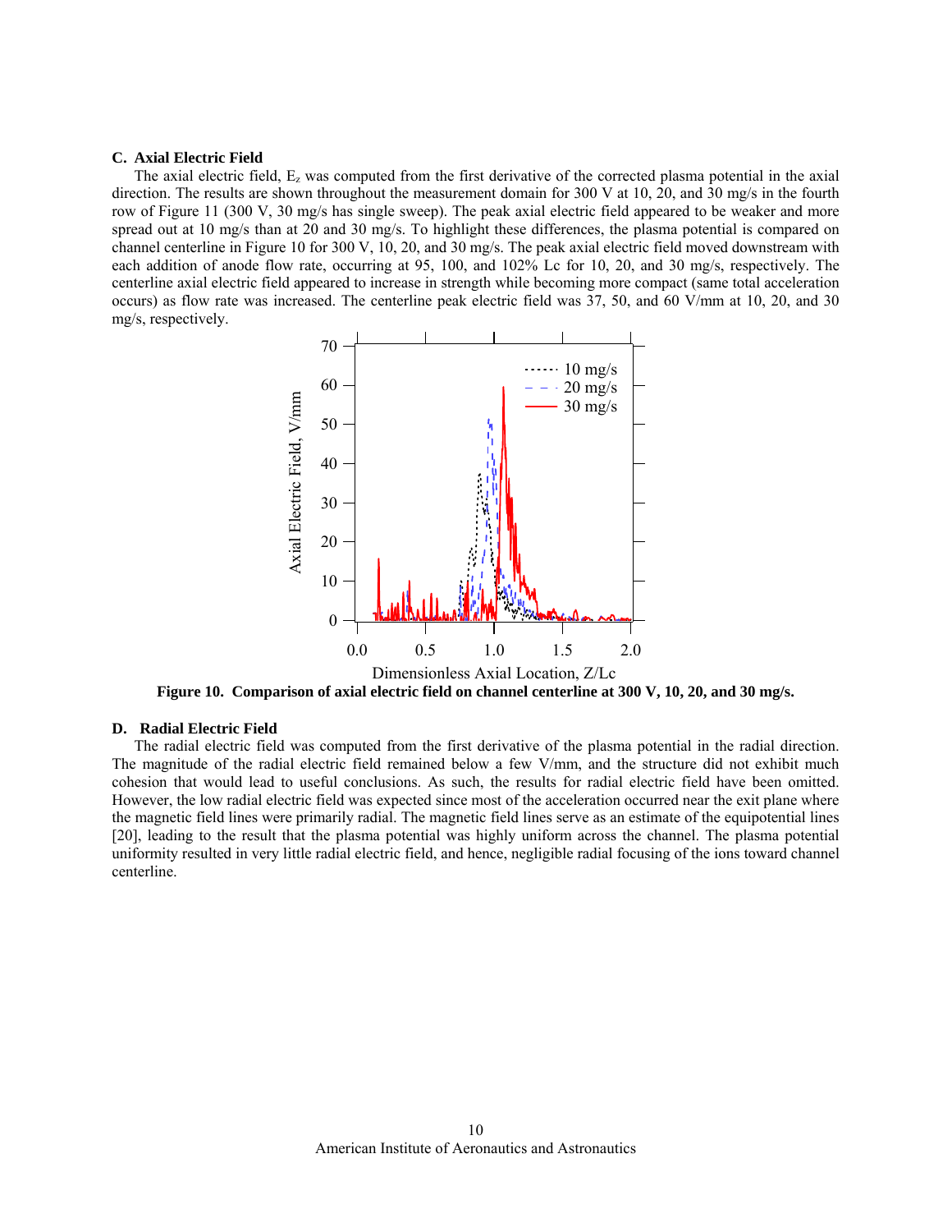### C. Axial Electric Field

The axial electric field, $E_z$ was computed from the first derivative of the corrected plasma potential in the axial direction. The results are shown throughout the measurement domain for 300 V at 10, 20, and 30 mg/s in the fourth row of Figure 11 (300 V, 30 mg/s has single sweep). The peak axial electric field appeared to be weaker and more spread out at 10 mg/s than at 20 and 30 mg/s. To highlight these differences, the plasma potential is compared on channel centerline in Figure 10 for 300 V, 10, 20, and 30 mg/s. The peak axial electric field moved downstream with each addition of anode flow rate, occurring at 95, 100, and 102% Lc for 10, 20, and 30 mg/s, respectively. The centerline axial electric field appeared to increase in strength while becoming more compact (same total acceleration occurs) as flow rate was increased. The centerline peak electric field was 37, 50, and 60 V/mm at 10, 20, and 30 mg/s, respectively.

**Figure 10. Comparison of axial electric field on channel centerline at 300 V, 10, 20, and 30 mg/s.**

### D. Radial Electric Field

The radial electric field was computed from the first derivative of the plasma potential in the radial direction. The magnitude of the radial electric field remained below a few V/mm, and the structure did not exhibit much cohesion that would lead to useful conclusions. As such, the results for radial electric field have been omitted. However, the low radial electric field was expected since most of the acceleration occurred near the exit plane where the magnetic field lines were primarily radial. The magnetic field lines serve as an estimate of the equipotential lines [20], leading to the result that the plasma potential was highly uniform across the channel. The plasma potential uniformity resulted in very little radial electric field, and hence, negligible radial focusing of the ions toward channel centerline.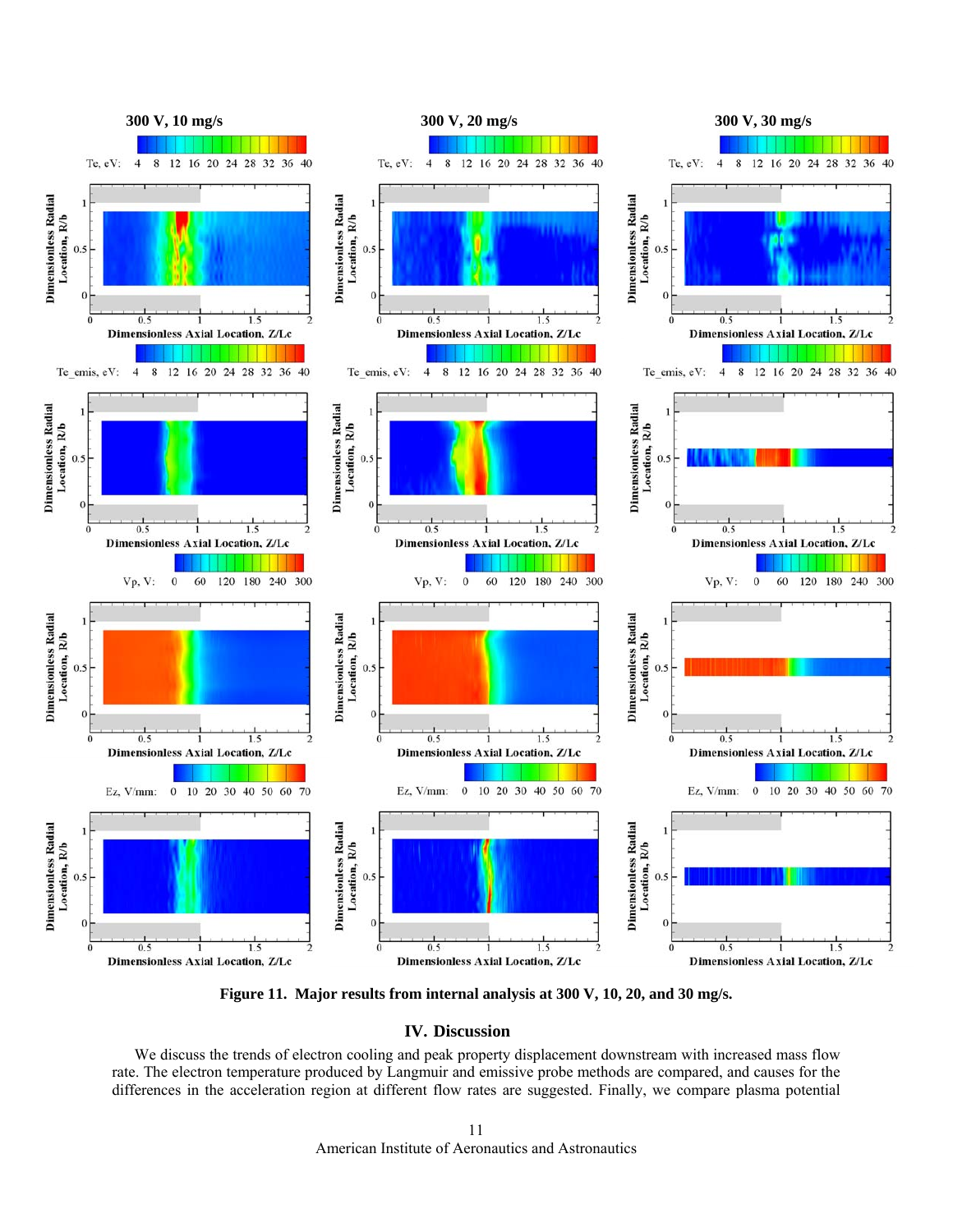**Figure 11. Major results from internal analysis at 300 V, 10, 20, and 30 mg/s.**

## IV. Discussion

We discuss the trends of electron cooling and peak property displacement downstream with increased mass flow rate. The electron temperature produced by Langmuir and emissive probe methods are compared, and causes for the differences in the acceleration region at different flow rates are suggested. Finally, we compare plasma potential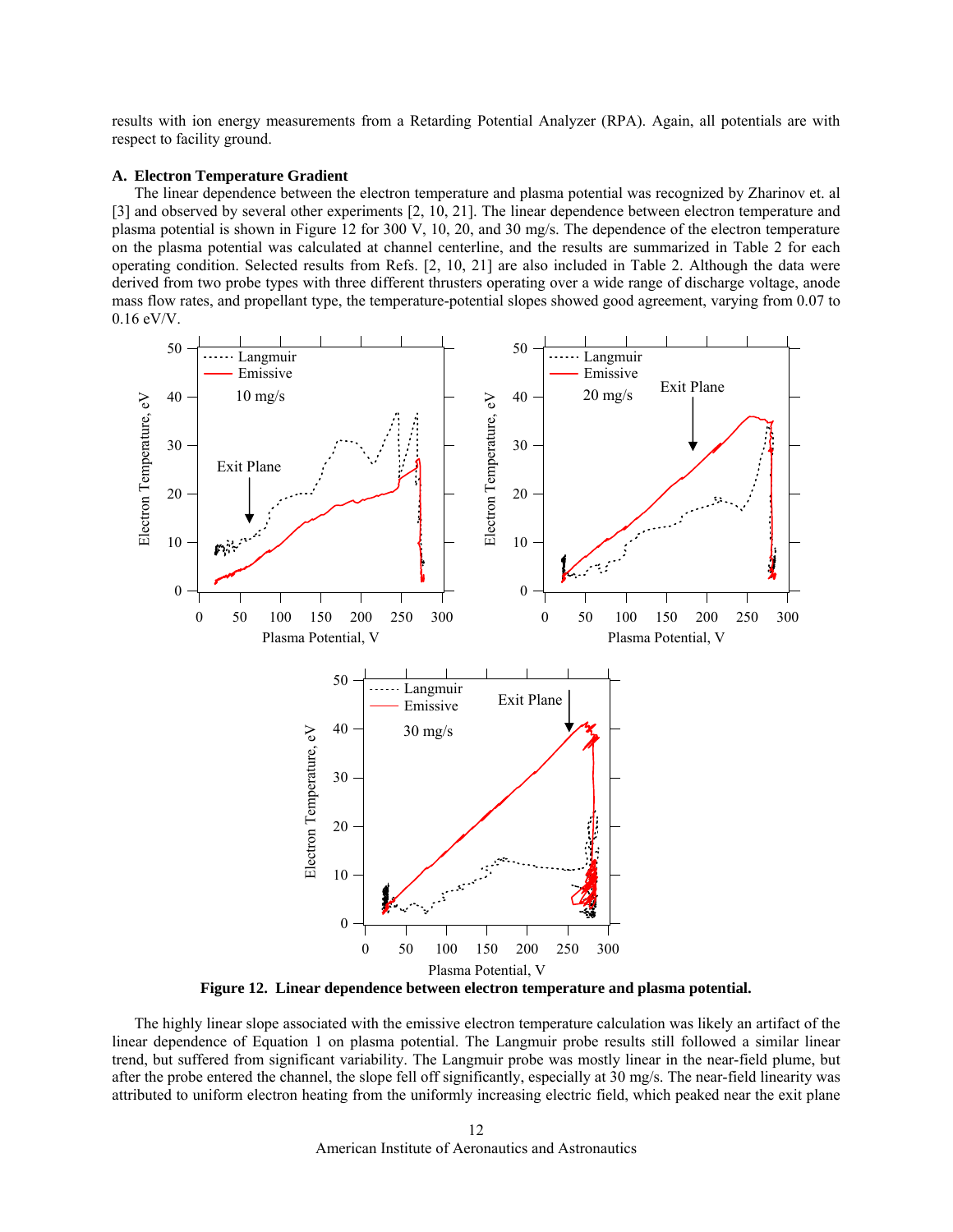results with ion energy measurements from a Retarding Potential Analyzer (RPA). Again, all potentials are with respect to facility ground.

### A. Electron Temperature Gradient

The linear dependence between the electron temperature and plasma potential was recognized by Zharinov et. al [3] and observed by several other experiments [2, 10, 21]. The linear dependence between electron temperature and plasma potential is shown in Figure 12 for 300 V, 10, 20, and 30 mg/s. The dependence of the electron temperature on the plasma potential was calculated at channel centerline, and the results are summarized in Table 2 for each operating condition. Selected results from Refs. [2, 10, 21] are also included in Table 2. Although the data were derived from two probe types with three different thrusters operating over a wide range of discharge voltage, anode mass flow rates, and propellant type, the temperature-potential slopes showed good agreement, varying from 0.07 to 0.16 eV/V.

**Figure 12. Linear dependence between electron temperature and plasma potential.**

The highly linear slope associated with the emissive electron temperature calculation was likely an artifact of the linear dependence of Equation 1 on plasma potential. The Langmuir probe results still followed a similar linear trend, but suffered from significant variability. The Langmuir probe was mostly linear in the near-field plume, but after the probe entered the channel, the slope fell off significantly, especially at 30 mg/s. The near-field linearity was attributed to uniform electron heating from the uniformly increasing electric field, which peaked near the exit plane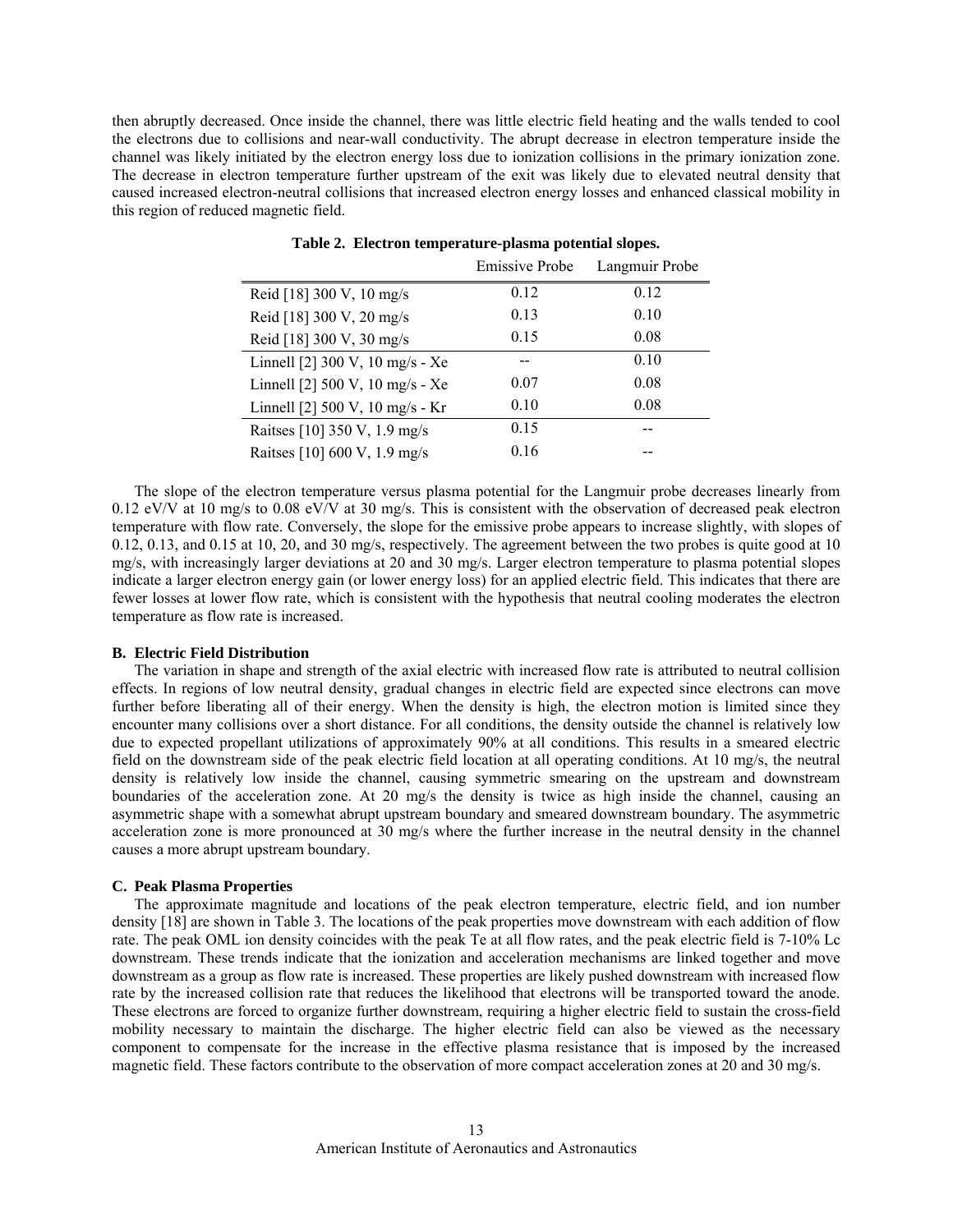then abruptly decreased. Once inside the channel, there was little electric field heating and the walls tended to cool the electrons due to collisions and near-wall conductivity. The abrupt decrease in electron temperature inside the channel was likely initiated by the electron energy loss due to ionization collisions in the primary ionization zone. The decrease in electron temperature further upstream of the exit was likely due to elevated neutral density that caused increased electron-neutral collisions that increased electron energy losses and enhanced classical mobility in this region of reduced magnetic field.

**Table 2. Electron temperature-plasma potential slopes.**

| | Emissive Probe | Langmuir Probe |
|---|---|---|
| Reid [18] 300 V, 10 mg/s | 0.12 | 0.12 |
| Reid [18] 300 V, 20 mg/s | 0.13 | 0.10 |
| Reid [18] 300 V, 30 mg/s | 0.15 | 0.08 |
| Linnell [2] 300 V, 10 mg/s - Xe | -- | 0.10 |
| Linnell [2] 500 V, 10 mg/s - Xe | 0.07 | 0.08 |
| Linnell [2] 500 V, 10 mg/s - Kr | 0.10 | 0.08 |
| Raitses [10] 350 V, 1.9 mg/s | 0.15 | -- |
| Raitses [10] 600 V, 1.9 mg/s | 0.16 | -- |

The slope of the electron temperature versus plasma potential for the Langmuir probe decreases linearly from 0.12 eV/V at 10 mg/s to 0.08 eV/V at 30 mg/s. This is consistent with the observation of decreased peak electron temperature with flow rate. Conversely, the slope for the emissive probe appears to increase slightly, with slopes of 0.12, 0.13, and 0.15 at 10, 20, and 30 mg/s, respectively. The agreement between the two probes is quite good at 10 mg/s, with increasingly larger deviations at 20 and 30 mg/s. Larger electron temperature to plasma potential slopes indicate a larger electron energy gain (or lower energy loss) for an applied electric field. This indicates that there are fewer losses at lower flow rate, which is consistent with the hypothesis that neutral cooling moderates the electron temperature as flow rate is increased.

### B. Electric Field Distribution

The variation in shape and strength of the axial electric with increased flow rate is attributed to neutral collision effects. In regions of low neutral density, gradual changes in electric field are expected since electrons can move further before liberating all of their energy. When the density is high, the electron motion is limited since they encounter many collisions over a short distance. For all conditions, the density outside the channel is relatively low due to expected propellant utilizations of approximately 90% at all conditions. This results in a smeared electric field on the downstream side of the peak electric field location at all operating conditions. At 10 mg/s, the neutral density is relatively low inside the channel, causing symmetric smearing on the upstream and downstream boundaries of the acceleration zone. At 20 mg/s the density is twice as high inside the channel, causing an asymmetric shape with a somewhat abrupt upstream boundary and smeared downstream boundary. The asymmetric acceleration zone is more pronounced at 30 mg/s where the further increase in the neutral density in the channel causes a more abrupt upstream boundary.

### C. Peak Plasma Properties

The approximate magnitude and locations of the peak electron temperature, electric field, and ion number density [18] are shown in Table 3. The locations of the peak properties move downstream with each addition of flow rate. The peak OML ion density coincides with the peak Te at all flow rates, and the peak electric field is 7-10% Lc downstream. These trends indicate that the ionization and acceleration mechanisms are linked together and move downstream as a group as flow rate is increased. These properties are likely pushed downstream with increased flow rate by the increased collision rate that reduces the likelihood that electrons will be transported toward the anode. These electrons are forced to organize further downstream, requiring a higher electric field to sustain the cross-field mobility necessary to maintain the discharge. The higher electric field can also be viewed as the necessary component to compensate for the increase in the effective plasma resistance that is imposed by the increased magnetic field. These factors contribute to the observation of more compact acceleration zones at 20 and 30 mg/s.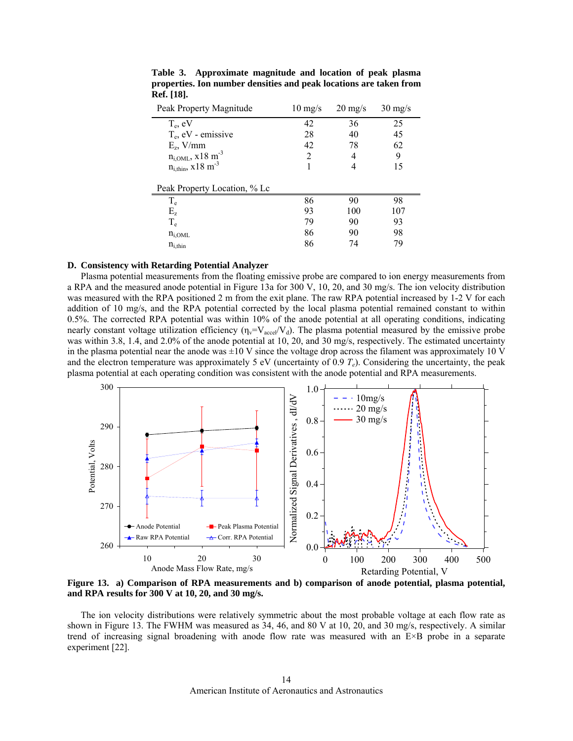**Table 3. Approximate magnitude and location of peak plasma properties. Ion number densities and peak locations are taken from Ref. [18].**

| Peak Property Magnitude | 10 mg/s | 20 mg/s | 30 mg/s |
|---|---|---|---|
| $T_e$, eV | 42 | 36 | 25 |
| $T_e$, eV - emissive | 28 | 40 | 45 |
| $E_z$, V/mm | 42 | 78 | 62 |
| $n_{i,OML}$, x18 $m^{-3}$ | 2 | 4 | 9 |
| $n_{i,thin}$, x18 $m^{-3}$ | 1 | 4 | 15 |
| **Peak Property Location, % Lc** | | | |
| $T_e$ | 86 | 90 | 98 |
| $E_z$ | 93 | 100 | 107 |
| $T_e$ | 79 | 90 | 93 |
| $n_{i,OML}$ | 86 | 90 | 98 |
| $n_{i,thin}$ | 86 | 74 | 79 |

### D. Consistency with Retarding Potential Analyzer

Plasma potential measurements from the floating emissive probe are compared to ion energy measurements from a RPA and the measured anode potential in Figure 13a for 300 V, 10, 20, and 30 mg/s. The ion velocity distribution was measured with the RPA positioned 2 m from the exit plane. The raw RPA potential increased by 1-2 V for each addition of 10 mg/s, and the RPA potential corrected by the local plasma potential remained constant to within 0.5%. The corrected RPA potential was within 10% of the anode potential at all operating conditions, indicating nearly constant voltage utilization efficiency ($\eta_v$=$V_{accel}$/$V_d$). The plasma potential measured by the emissive probe was within 3.8, 1.4, and 2.0% of the anode potential at 10, 20, and 30 mg/s, respectively. The estimated uncertainty in the plasma potential near the anode was ±10 V since the voltage drop across the filament was approximately 10 V and the electron temperature was approximately 5 eV (uncertainty of 0.9 $T_e$). Considering the uncertainty, the peak plasma potential at each operating condition was consistent with the anode potential and RPA measurements.

**Figure 13. a) Comparison of RPA measurements and b) comparison of anode potential, plasma potential, and RPA results for 300 V at 10, 20, and 30 mg/s.**

The ion velocity distributions were relatively symmetric about the most probable voltage at each flow rate as shown in Figure 13. The FWHM was measured as 34, 46, and 80 V at 10, 20, and 30 mg/s, respectively. A similar trend of increasing signal broadening with anode flow rate was measured with an E×B probe in a separate experiment [22].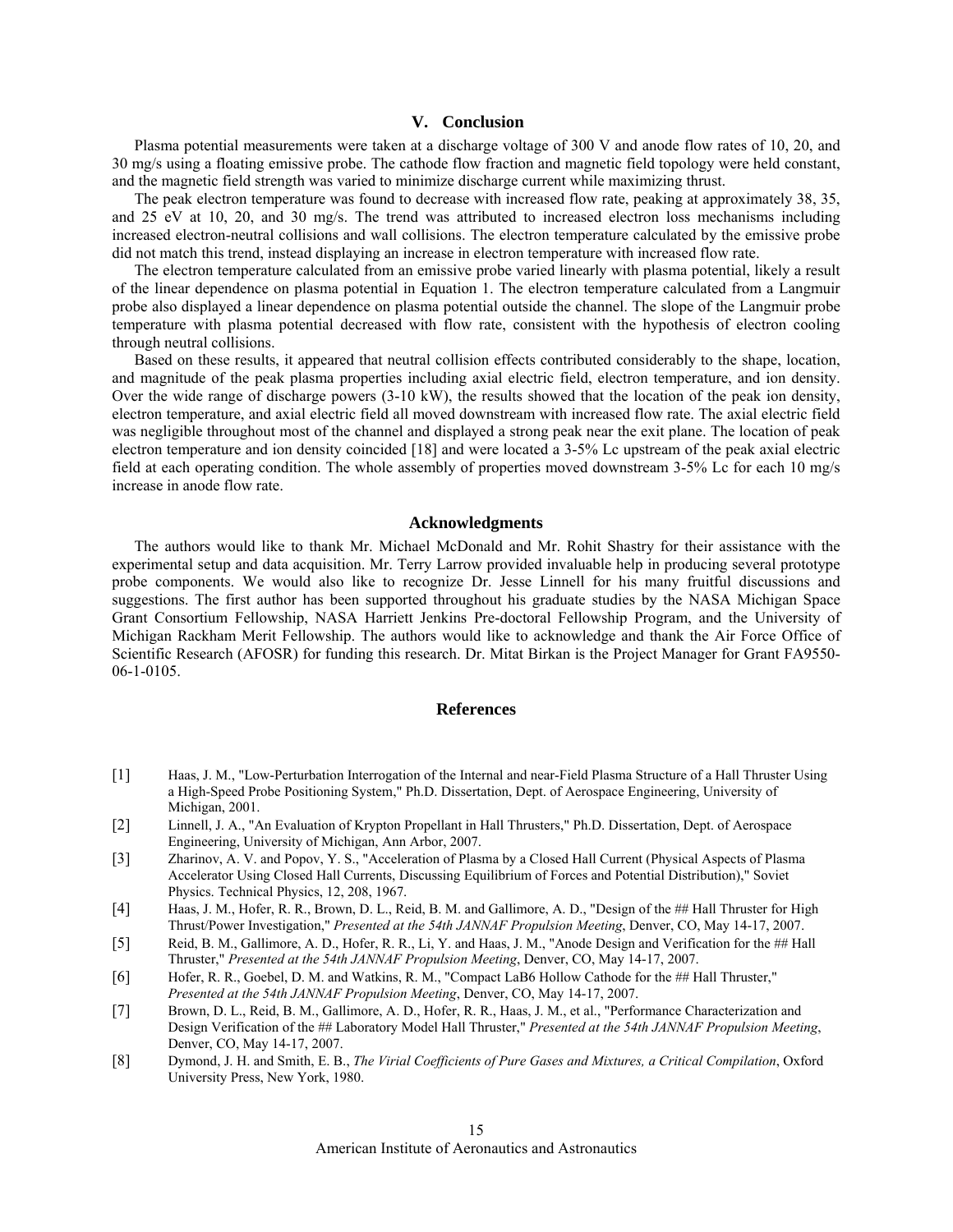## V. Conclusion

Plasma potential measurements were taken at a discharge voltage of 300 V and anode flow rates of 10, 20, and 30 mg/s using a floating emissive probe. The cathode flow fraction and magnetic field topology were held constant, and the magnetic field strength was varied to minimize discharge current while maximizing thrust.

The peak electron temperature was found to decrease with increased flow rate, peaking at approximately 38, 35, and 25 eV at 10, 20, and 30 mg/s. The trend was attributed to increased electron loss mechanisms including increased electron-neutral collisions and wall collisions. The electron temperature calculated by the emissive probe did not match this trend, instead displaying an increase in electron temperature with increased flow rate.

The electron temperature calculated from an emissive probe varied linearly with plasma potential, likely a result of the linear dependence on plasma potential in Equation 1. The electron temperature calculated from a Langmuir probe also displayed a linear dependence on plasma potential outside the channel. The slope of the Langmuir probe temperature with plasma potential decreased with flow rate, consistent with the hypothesis of electron cooling through neutral collisions.

Based on these results, it appeared that neutral collision effects contributed considerably to the shape, location, and magnitude of the peak plasma properties including axial electric field, electron temperature, and ion density. Over the wide range of discharge powers (3-10 kW), the results showed that the location of the peak ion density, electron temperature, and axial electric field all moved downstream with increased flow rate. The axial electric field was negligible throughout most of the channel and displayed a strong peak near the exit plane. The location of peak electron temperature and ion density coincided [18] and were located a 3-5% Lc upstream of the peak axial electric field at each operating condition. The whole assembly of properties moved downstream 3-5% Lc for each 10 mg/s increase in anode flow rate.

## Acknowledgments

The authors would like to thank Mr. Michael McDonald and Mr. Rohit Shastry for their assistance with the experimental setup and data acquisition. Mr. Terry Larrow provided invaluable help in producing several prototype probe components. We would also like to recognize Dr. Jesse Linnell for his many fruitful discussions and suggestions. The first author has been supported throughout his graduate studies by the NASA Michigan Space Grant Consortium Fellowship, NASA Harriett Jenkins Pre-doctoral Fellowship Program, and the University of Michigan Rackham Merit Fellowship. The authors would like to acknowledge and thank the Air Force Office of Scientific Research (AFOSR) for funding this research. Dr. Mitat Birkan is the Project Manager for Grant FA9550-06-1-0105.

## References

[1] Haas, J. M., "Low-Perturbation Interrogation of the Internal and near-Field Plasma Structure of a Hall Thruster Using a High-Speed Probe Positioning System," Ph.D. Dissertation, Dept. of Aerospace Engineering, University of Michigan, 2001.

[2] Linnell, J. A., "An Evaluation of Krypton Propellant in Hall Thrusters," Ph.D. Dissertation, Dept. of Aerospace Engineering, University of Michigan, Ann Arbor, 2007.

[3] Zharinov, A. V. and Popov, Y. S., "Acceleration of Plasma by a Closed Hall Current (Physical Aspects of Plasma Accelerator Using Closed Hall Currents, Discussing Equilibrium of Forces and Potential Distribution)," Soviet Physics. Technical Physics, 12, 208, 1967.

[4] Haas, J. M., Hofer, R. R., Brown, D. L., Reid, B. M. and Gallimore, A. D., "Design of the ## Hall Thruster for High Thrust/Power Investigation," *Presented at the 54th JANNAF Propulsion Meeting*, Denver, CO, May 14-17, 2007.

[5] Reid, B. M., Gallimore, A. D., Hofer, R. R., Li, Y. and Haas, J. M., "Anode Design and Verification for the ## Hall Thruster," *Presented at the 54th JANNAF Propulsion Meeting*, Denver, CO, May 14-17, 2007.

[6] Hofer, R. R., Goebel, D. M. and Watkins, R. M., "Compact LaB6 Hollow Cathode for the ## Hall Thruster," *Presented at the 54th JANNAF Propulsion Meeting*, Denver, CO, May 14-17, 2007.

[7] Brown, D. L., Reid, B. M., Gallimore, A. D., Hofer, R. R., Haas, J. M., et al., "Performance Characterization and Design Verification of the ## Laboratory Model Hall Thruster," *Presented at the 54th JANNAF Propulsion Meeting*, Denver, CO, May 14-17, 2007.

[8] Dymond, J. H. and Smith, E. B., *The Virial Coefficients of Pure Gases and Mixtures, a Critical Compilation*, Oxford University Press, New York, 1980.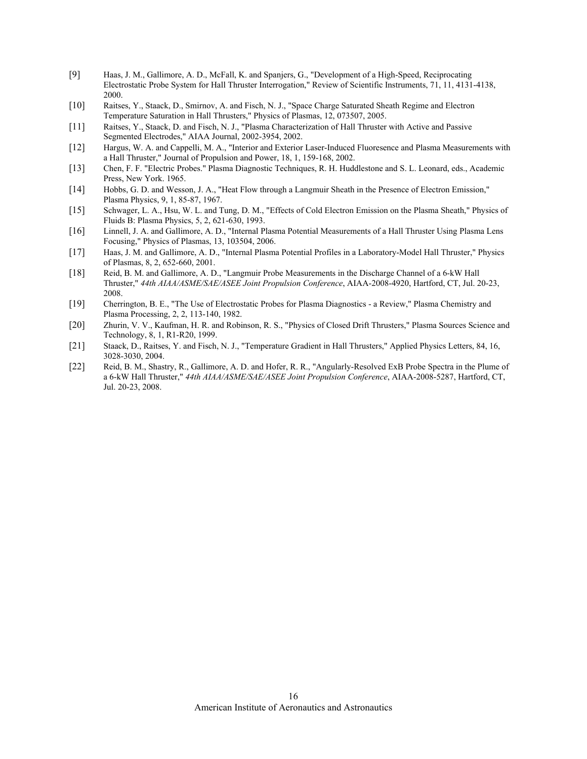[9] Haas, J. M., Gallimore, A. D., McFall, K. and Spanjers, G., "Development of a High-Speed, Reciprocating Electrostatic Probe System for Hall Thruster Interrogation," Review of Scientific Instruments, 71, 11, 4131-4138, 2000.

[10] Raitses, Y., Staack, D., Smirnov, A. and Fisch, N. J., "Space Charge Saturated Sheath Regime and Electron Temperature Saturation in Hall Thrusters," Physics of Plasmas, 12, 073507, 2005.

[11] Raitses, Y., Staack, D. and Fisch, N. J., "Plasma Characterization of Hall Thruster with Active and Passive Segmented Electrodes," AIAA Journal, 2002-3954, 2002.

[12] Hargus, W. A. and Cappelli, M. A., "Interior and Exterior Laser-Induced Fluoresence and Plasma Measurements with a Hall Thruster," Journal of Propulsion and Power, 18, 1, 159-168, 2002.

[13] Chen, F. F. "Electric Probes." Plasma Diagnostic Techniques, R. H. Huddlestone and S. L. Leonard, eds., Academic Press, New York. 1965.

[14] Hobbs, G. D. and Wesson, J. A., "Heat Flow through a Langmuir Sheath in the Presence of Electron Emission," Plasma Physics, 9, 1, 85-87, 1967.

[15] Schwager, L. A., Hsu, W. L. and Tung, D. M., "Effects of Cold Electron Emission on the Plasma Sheath," Physics of Fluids B: Plasma Physics, 5, 2, 621-630, 1993.

[16] Linnell, J. A. and Gallimore, A. D., "Internal Plasma Potential Measurements of a Hall Thruster Using Plasma Lens Focusing," Physics of Plasmas, 13, 103504, 2006.

[17] Haas, J. M. and Gallimore, A. D., "Internal Plasma Potential Profiles in a Laboratory-Model Hall Thruster," Physics of Plasmas, 8, 2, 652-660, 2001.

[18] Reid, B. M. and Gallimore, A. D., "Langmuir Probe Measurements in the Discharge Channel of a 6-kW Hall Thruster," *44th AIAA/ASME/SAE/ASEE Joint Propulsion Conference*, AIAA-2008-4920, Hartford, CT, Jul. 20-23, 2008.

[19] Cherrington, B. E., "The Use of Electrostatic Probes for Plasma Diagnostics - a Review," Plasma Chemistry and Plasma Processing, 2, 2, 113-140, 1982.

[20] Zhurin, V. V., Kaufman, H. R. and Robinson, R. S., "Physics of Closed Drift Thrusters," Plasma Sources Science and Technology, 8, 1, R1-R20, 1999.

[21] Staack, D., Raitses, Y. and Fisch, N. J., "Temperature Gradient in Hall Thrusters," Applied Physics Letters, 84, 16, 3028-3030, 2004.

[22] Reid, B. M., Shastry, R., Gallimore, A. D. and Hofer, R. R., "Angularly-Resolved ExB Probe Spectra in the Plume of a 6-kW Hall Thruster," *44th AIAA/ASME/SAE/ASEE Joint Propulsion Conference*, AIAA-2008-5287, Hartford, CT, Jul. 20-23, 2008.